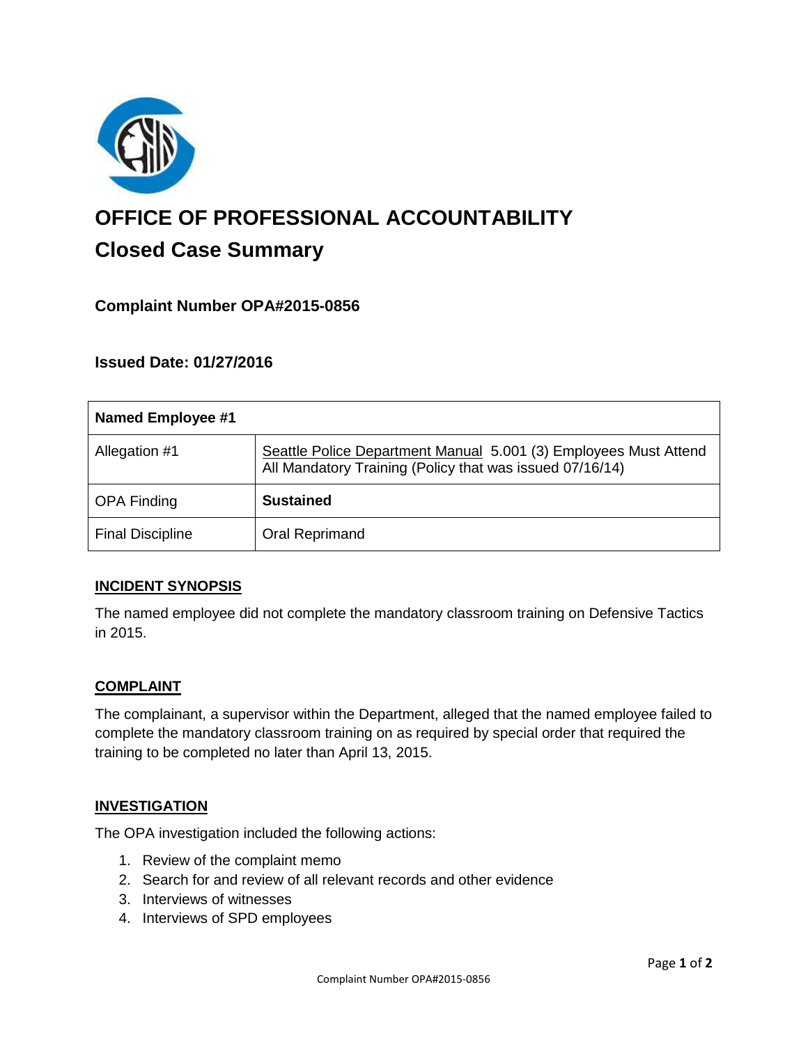# OFFICE OF PROFESSIONAL ACCOUNTABILITY

## Closed Case Summary

### Complaint Number OPA#2015-0856

### Issued Date: 01/27/2016

| Named Employee #1 | |
|---|---|
| Allegation #1 | Seattle Police Department Manual 5.001 (3) Employees Must Attend All Mandatory Training (Policy that was issued 07/16/14) |
| OPA Finding | **Sustained** |
| Final Discipline | Oral Reprimand |

#### INCIDENT SYNOPSIS

The named employee did not complete the mandatory classroom training on Defensive Tactics in 2015.

#### COMPLAINT

The complainant, a supervisor within the Department, alleged that the named employee failed to complete the mandatory classroom training on as required by special order that required the training to be completed no later than April 13, 2015.

#### INVESTIGATION

The OPA investigation included the following actions:

1. Review of the complaint memo
2. Search for and review of all relevant records and other evidence
3. Interviews of witnesses
4. Interviews of SPD employees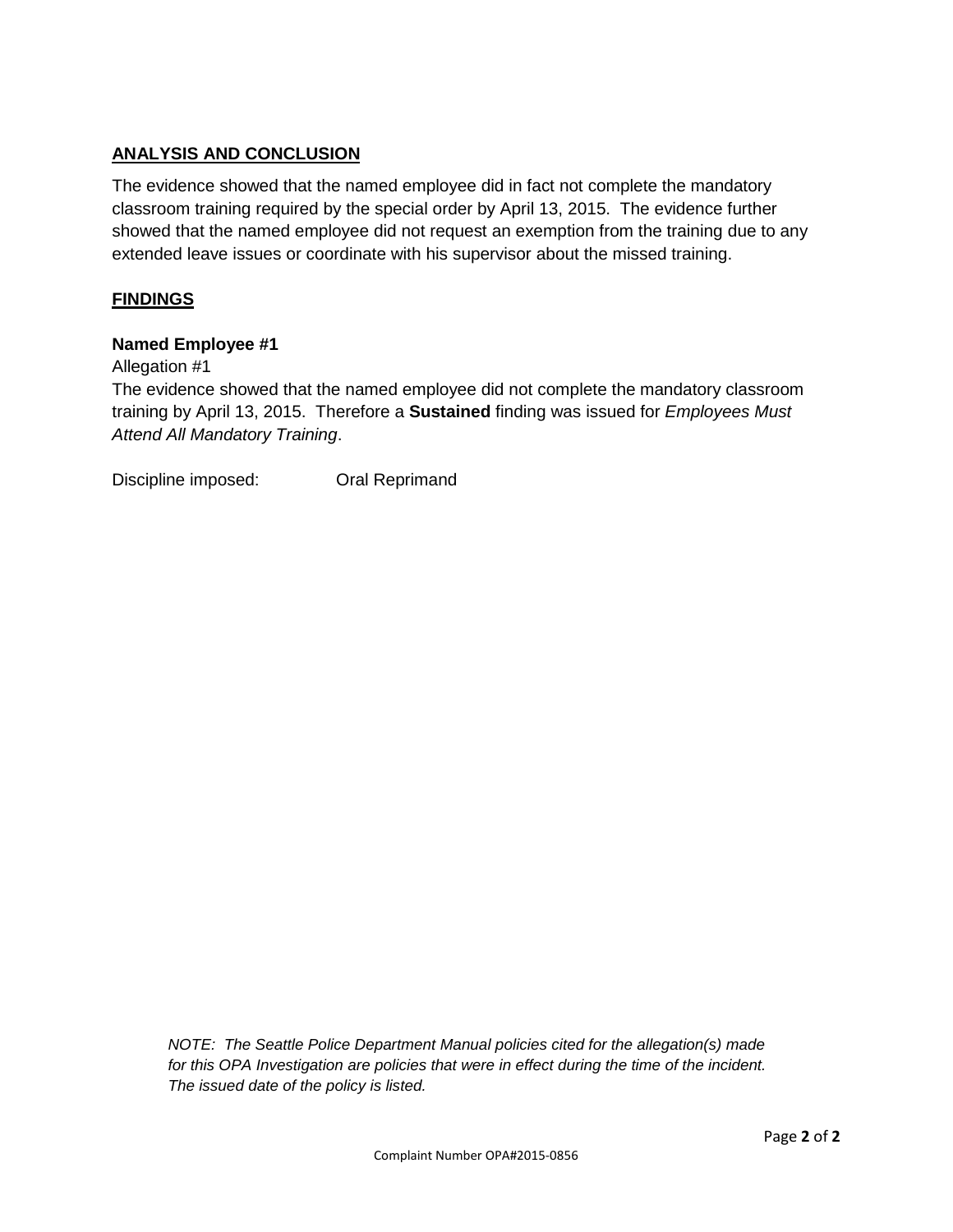## ANALYSIS AND CONCLUSION

The evidence showed that the named employee did in fact not complete the mandatory classroom training required by the special order by April 13, 2015. The evidence further showed that the named employee did not request an exemption from the training due to any extended leave issues or coordinate with his supervisor about the missed training.

## FINDINGS

**Named Employee #1**

Allegation #1

The evidence showed that the named employee did not complete the mandatory classroom training by April 13, 2015. Therefore a **Sustained** finding was issued for *Employees Must Attend All Mandatory Training*.

Discipline imposed: Oral Reprimand

*NOTE: The Seattle Police Department Manual policies cited for the allegation(s) made for this OPA Investigation are policies that were in effect during the time of the incident. The issued date of the policy is listed.*

Complaint Number OPA#2015-0856